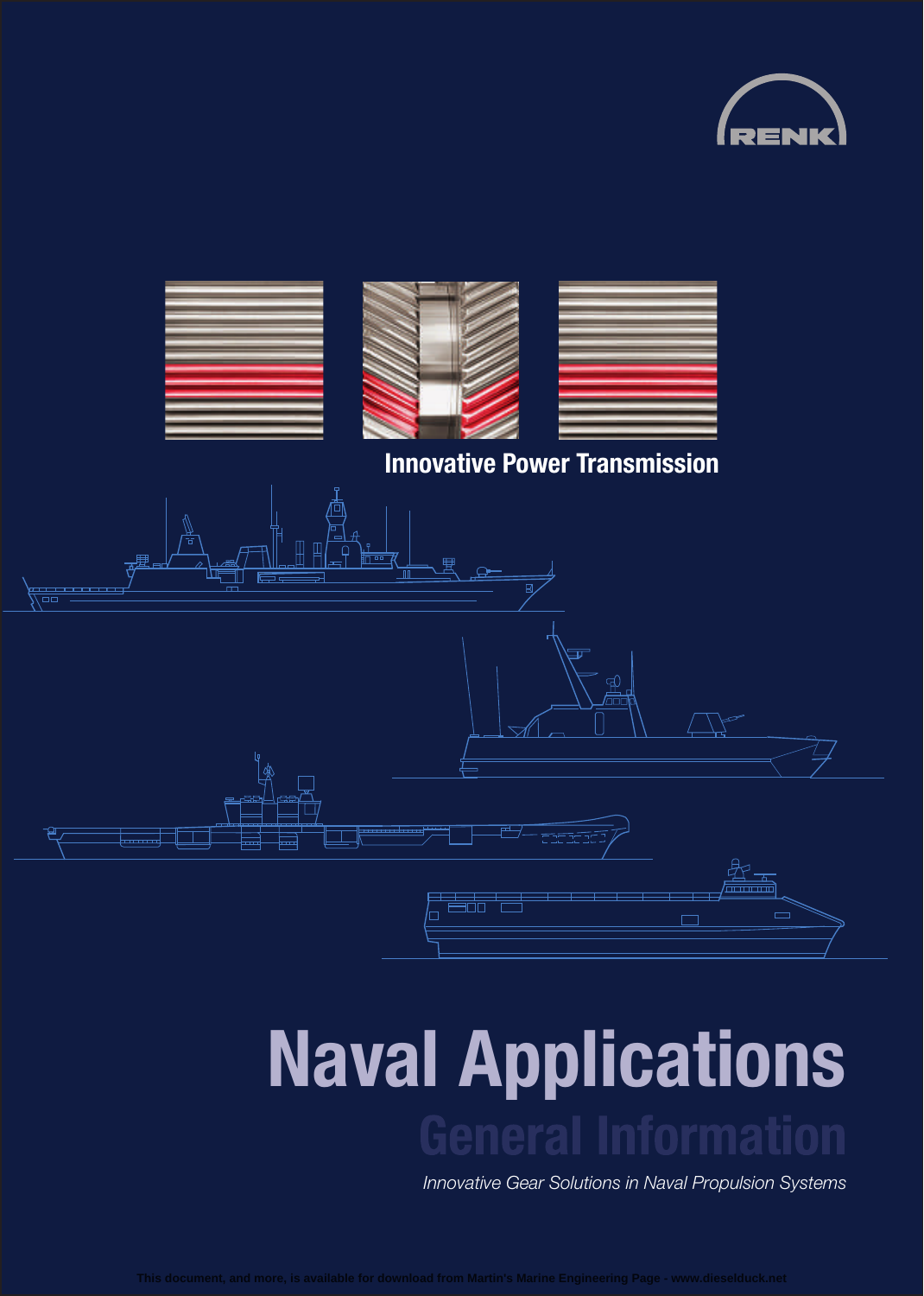RENK

**Innovative Power Transmission**

# Naval Applications

## General Information

*Innovative Gear Solutions in Naval Propulsion Systems*

This document, and more, is available for download from Martin's Marine Engineering Page - www.dieselduck.net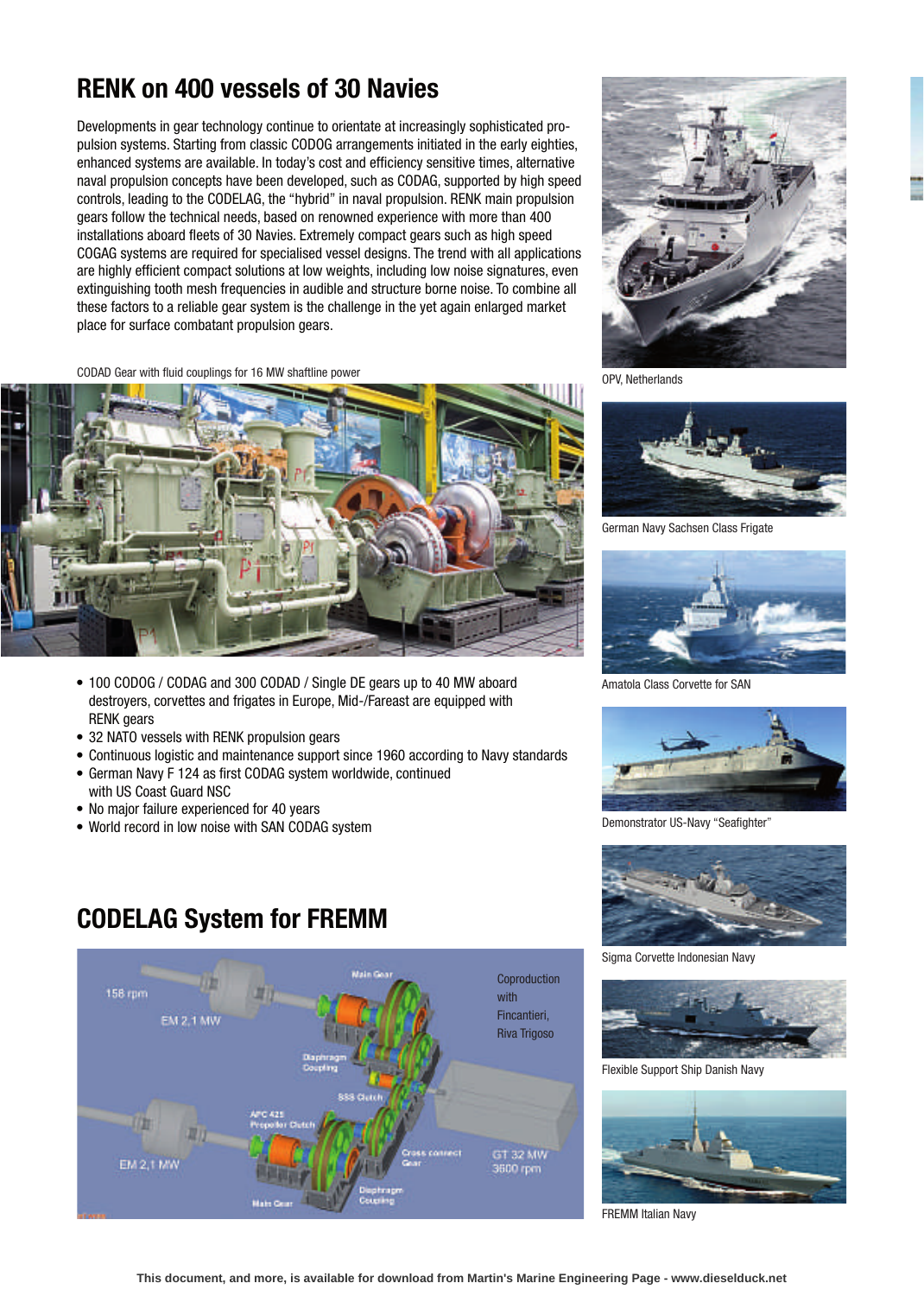# RENK on 400 vessels of 30 Navies

Developments in gear technology continue to orientate at increasingly sophisticated propulsion systems. Starting from classic CODOG arrangements initiated in the early eighties, enhanced systems are available. In today's cost and efficiency sensitive times, alternative naval propulsion concepts have been developed, such as CODAG, supported by high speed controls, leading to the CODELAG, the "hybrid" in naval propulsion. RENK main propulsion gears follow the technical needs, based on renowned experience with more than 400 installations aboard fleets of 30 Navies. Extremely compact gears such as high speed COGAG systems are required for specialised vessel designs. The trend with all applications are highly efficient compact solutions at low weights, including low noise signatures, even extinguishing tooth mesh frequencies in audible and structure borne noise. To combine all these factors to a reliable gear system is the challenge in the yet again enlarged market place for surface combatant propulsion gears.

CODAD Gear with fluid couplings for 16 MW shaftline power

- 100 CODOG / CODAG and 300 CODAD / Single DE gears up to 40 MW aboard destroyers, corvettes and frigates in Europe, Mid-/Fareast are equipped with RENK gears
- 32 NATO vessels with RENK propulsion gears
- Continuous logistic and maintenance support since 1960 according to Navy standards
- German Navy F 124 as first CODAG system worldwide, continued with US Coast Guard NSC
- No major failure experienced for 40 years
- World record in low noise with SAN CODAG system

## CODELAG System for FREMM

158 rpm

EM 2,1 MW

Main Gear

Diaphragm Coupling

SSS Clutch

APC 425 Propeller Clutch

Cross connect Gear

EM 2,1 MW

Main Gear

Diaphragm Coupling

GT 32 MW 3600 rpm

Coproduction with Fincantieri, Riva Trigoso

OPV, Netherlands

German Navy Sachsen Class Frigate

Amatola Class Corvette for SAN

Demonstrator US-Navy "Seafighter"

Sigma Corvette Indonesian Navy

Flexible Support Ship Danish Navy

FREMM Italian Navy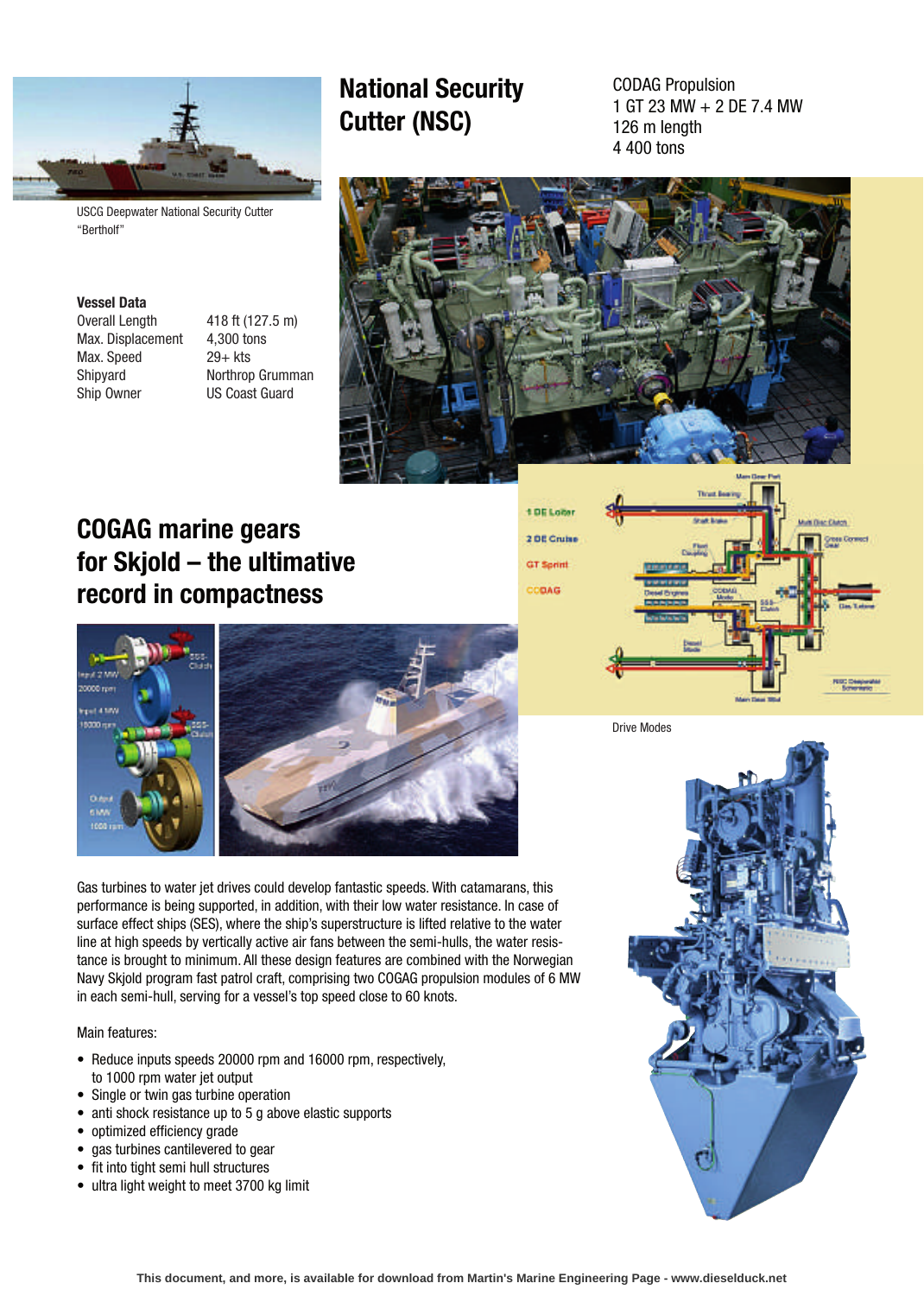USCG Deepwater National Security Cutter "Bertholf"

# National Security Cutter (NSC)

CODAG Propulsion
1 GT 23 MW + 2 DE 7.4 MW
126 m length
4 400 tons

**Vessel Data**

| | |
|---|---|
| Overall Length | 418 ft (127.5 m) |
| Max. Displacement | 4,300 tons |
| Max. Speed | 29+ kts |
| Shipyard | Northrop Grumman |
| Ship Owner | US Coast Guard |

Drive Modes

# COGAG marine gears for Skjold – the ultimative record in compactness

Gas turbines to water jet drives could develop fantastic speeds. With catamarans, this performance is being supported, in addition, with their low water resistance. In case of surface effect ships (SES), where the ship's superstructure is lifted relative to the water line at high speeds by vertically active air fans between the semi-hulls, the water resistance is brought to minimum. All these design features are combined with the Norwegian Navy Skjold program fast patrol craft, comprising two COGAG propulsion modules of 6 MW in each semi-hull, serving for a vessel's top speed close to 60 knots.

Main features:

- Reduce inputs speeds 20000 rpm and 16000 rpm, respectively, to 1000 rpm water jet output
- Single or twin gas turbine operation
- anti shock resistance up to 5 g above elastic supports
- optimized efficiency grade
- gas turbines cantilevered to gear
- fit into tight semi hull structures
- ultra light weight to meet 3700 kg limit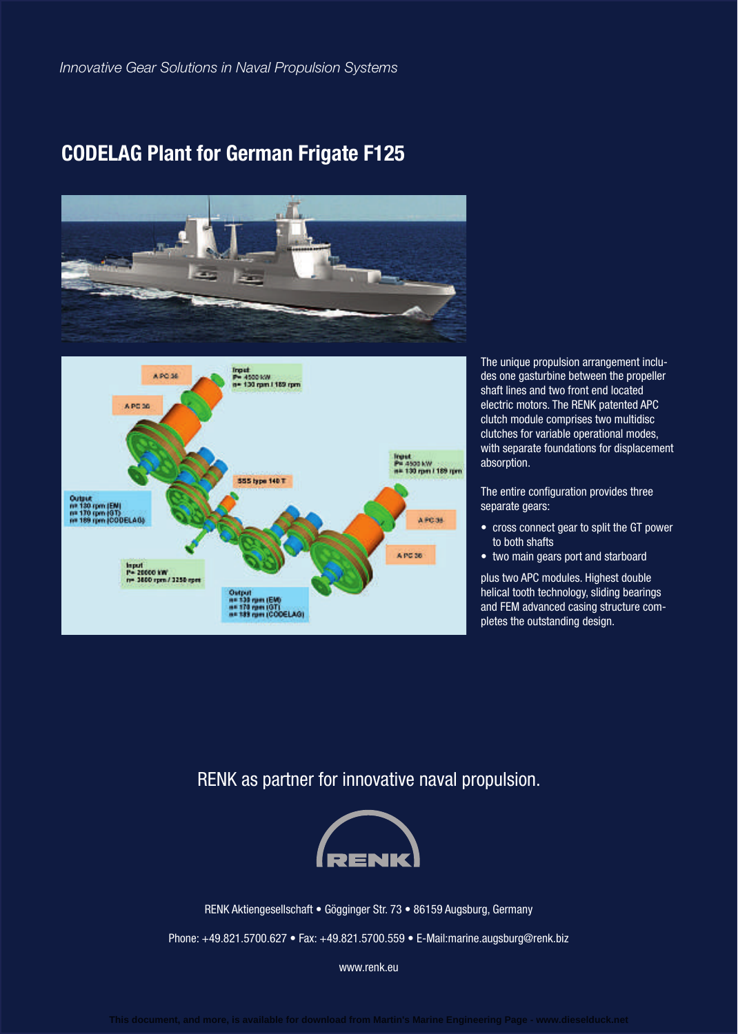## CODELAG Plant for German Frigate F125

APC 36

APC 36

Input
P= 4500 kW
n= 130 rpm / 189 rpm

555 type 140 T

Input
P= 4500 kW
n= 130 rpm / 189 rpm

APC 36

APC 36

Output
n= 130 rpm (EM)
n= 170 rpm (GT)
n= 189 rpm (CODELAG)

Input
P= 20000 kW
n= 3600 rpm / 3250 rpm

Output
n= 130 rpm (EM)
n= 170 rpm (GT)
n= 189 rpm (CODELAG)

The unique propulsion arrangement includes one gasturbine between the propeller shaft lines and two front end located electric motors. The RENK patented APC clutch module comprises two multidisc clutches for variable operational modes, with separate foundations for displacement absorption.

The entire configuration provides three separate gears:

- cross connect gear to split the GT power to both shafts
- two main gears port and starboard

plus two APC modules. Highest double helical tooth technology, sliding bearings and FEM advanced casing structure completes the outstanding design.

RENK as partner for innovative naval propulsion.

RENK

RENK Aktiengesellschaft • Gögginger Str. 73 • 86159 Augsburg, Germany

Phone: +49.821.5700.627 • Fax: +49.821.5700.559 • E-Mail:marine.augsburg@renk.biz

www.renk.eu